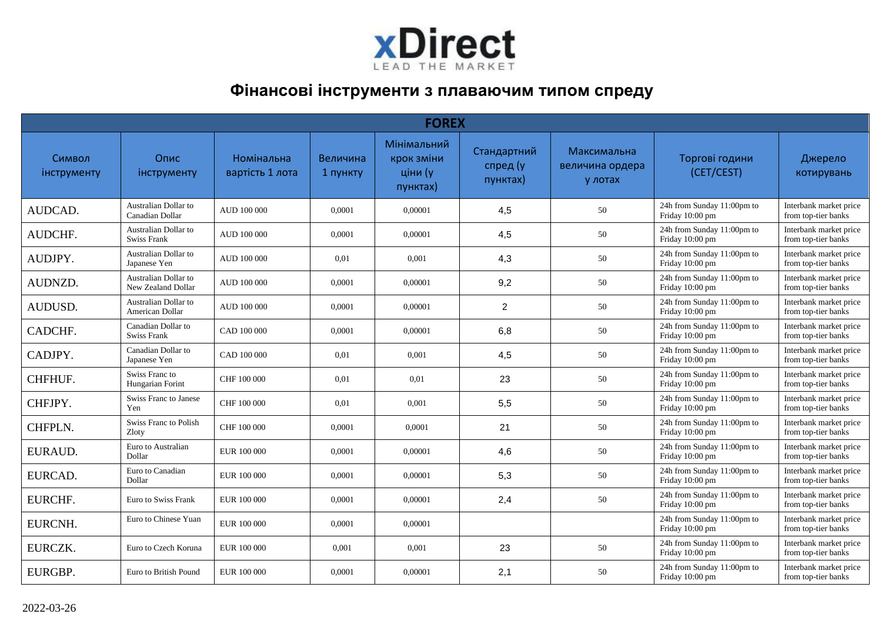xDirect
LEAD THE MARKET

# Фінансові інструменти з плаваючим типом спреду

| FOREX | | | | | | | | |
|---|---|---|---|---|---|---|---|---|
| Символ інструменту | Опис інструменту | Номінальна вартість 1 лота | Величина 1 пункту | Мінімальний крок зміни ціни (у пунктах) | Стандартний спред (у пунктах) | Максимальна величина ордера у лотах | Торгові години (CET/CEST) | Джерело котирувань |
| AUDCAD. | Australian Dollar to Canadian Dollar | AUD 100 000 | 0,0001 | 0,00001 | 4,5 | 50 | 24h from Sunday 11:00pm to Friday 10:00 pm | Interbank market price from top-tier banks |
| AUDCHF. | Australian Dollar to Swiss Frank | AUD 100 000 | 0,0001 | 0,00001 | 4,5 | 50 | 24h from Sunday 11:00pm to Friday 10:00 pm | Interbank market price from top-tier banks |
| AUDJPY. | Australian Dollar to Japanese Yen | AUD 100 000 | 0,01 | 0,001 | 4,3 | 50 | 24h from Sunday 11:00pm to Friday 10:00 pm | Interbank market price from top-tier banks |
| AUDNZD. | Australian Dollar to New Zealand Dollar | AUD 100 000 | 0,0001 | 0,00001 | 9,2 | 50 | 24h from Sunday 11:00pm to Friday 10:00 pm | Interbank market price from top-tier banks |
| AUDUSD. | Australian Dollar to American Dollar | AUD 100 000 | 0,0001 | 0,00001 | 2 | 50 | 24h from Sunday 11:00pm to Friday 10:00 pm | Interbank market price from top-tier banks |
| CADCHF. | Canadian Dollar to Swiss Frank | CAD 100 000 | 0,0001 | 0,00001 | 6,8 | 50 | 24h from Sunday 11:00pm to Friday 10:00 pm | Interbank market price from top-tier banks |
| CADJPY. | Canadian Dollar to Japanese Yen | CAD 100 000 | 0,01 | 0,001 | 4,5 | 50 | 24h from Sunday 11:00pm to Friday 10:00 pm | Interbank market price from top-tier banks |
| CHFHUF. | Swiss Franc to Hungarian Forint | CHF 100 000 | 0,01 | 0,01 | 23 | 50 | 24h from Sunday 11:00pm to Friday 10:00 pm | Interbank market price from top-tier banks |
| CHFJPY. | Swiss Franc to Janese Yen | CHF 100 000 | 0,01 | 0,001 | 5,5 | 50 | 24h from Sunday 11:00pm to Friday 10:00 pm | Interbank market price from top-tier banks |
| CHFPLN. | Swiss Franc to Polish Zloty | CHF 100 000 | 0,0001 | 0,0001 | 21 | 50 | 24h from Sunday 11:00pm to Friday 10:00 pm | Interbank market price from top-tier banks |
| EURAUD. | Euro to Australian Dollar | EUR 100 000 | 0,0001 | 0,00001 | 4,6 | 50 | 24h from Sunday 11:00pm to Friday 10:00 pm | Interbank market price from top-tier banks |
| EURCAD. | Euro to Canadian Dollar | EUR 100 000 | 0,0001 | 0,00001 | 5,3 | 50 | 24h from Sunday 11:00pm to Friday 10:00 pm | Interbank market price from top-tier banks |
| EURCHF. | Euro to Swiss Frank | EUR 100 000 | 0,0001 | 0,00001 | 2,4 | 50 | 24h from Sunday 11:00pm to Friday 10:00 pm | Interbank market price from top-tier banks |
| EURCNH. | Euro to Chinese Yuan | EUR 100 000 | 0,0001 | 0,00001 | | | 24h from Sunday 11:00pm to Friday 10:00 pm | Interbank market price from top-tier banks |
| EURCZK. | Euro to Czech Koruna | EUR 100 000 | 0,001 | 0,001 | 23 | 50 | 24h from Sunday 11:00pm to Friday 10:00 pm | Interbank market price from top-tier banks |
| EURGBP. | Euro to British Pound | EUR 100 000 | 0,0001 | 0,00001 | 2,1 | 50 | 24h from Sunday 11:00pm to Friday 10:00 pm | Interbank market price from top-tier banks |

2022-03-26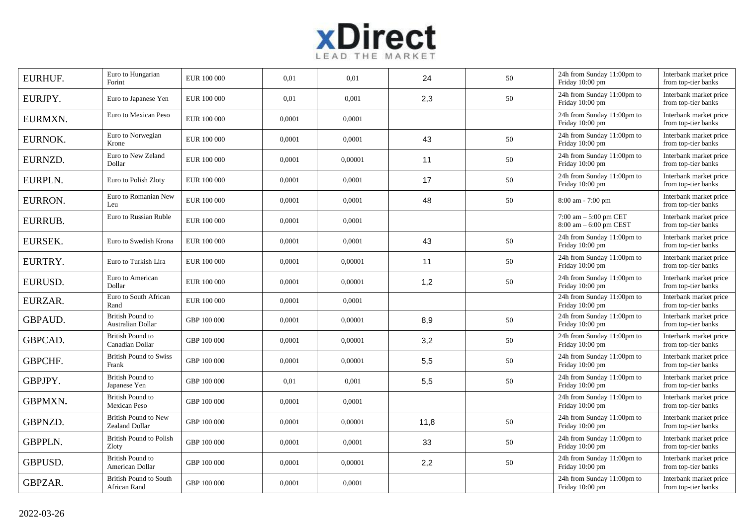| | | | | | | | | |
|---|---|---|---|---|---|---|---|---|
| EURHUF. | Euro to Hungarian Forint | EUR 100 000 | 0,01 | 0,01 | 24 | 50 | 24h from Sunday 11:00pm to Friday 10:00 pm | Interbank market price from top-tier banks |
| EURJPY. | Euro to Japanese Yen | EUR 100 000 | 0,01 | 0,001 | 2,3 | 50 | 24h from Sunday 11:00pm to Friday 10:00 pm | Interbank market price from top-tier banks |
| EURMXN. | Euro to Mexican Peso | EUR 100 000 | 0,0001 | 0,0001 | | | 24h from Sunday 11:00pm to Friday 10:00 pm | Interbank market price from top-tier banks |
| EURNOK. | Euro to Norwegian Krone | EUR 100 000 | 0,0001 | 0,0001 | 43 | 50 | 24h from Sunday 11:00pm to Friday 10:00 pm | Interbank market price from top-tier banks |
| EURNZD. | Euro to New Zeland Dollar | EUR 100 000 | 0,0001 | 0,00001 | 11 | 50 | 24h from Sunday 11:00pm to Friday 10:00 pm | Interbank market price from top-tier banks |
| EURPLN. | Euro to Polish Zloty | EUR 100 000 | 0,0001 | 0,0001 | 17 | 50 | 24h from Sunday 11:00pm to Friday 10:00 pm | Interbank market price from top-tier banks |
| EURRON. | Euro to Romanian New Leu | EUR 100 000 | 0,0001 | 0,0001 | 48 | 50 | 8:00 am - 7:00 pm | Interbank market price from top-tier banks |
| EURRUB. | Euro to Russian Ruble | EUR 100 000 | 0,0001 | 0,0001 | | | 7:00 am – 5:00 pm CET 8:00 am – 6:00 pm CEST | Interbank market price from top-tier banks |
| EURSEK. | Euro to Swedish Krona | EUR 100 000 | 0,0001 | 0,0001 | 43 | 50 | 24h from Sunday 11:00pm to Friday 10:00 pm | Interbank market price from top-tier banks |
| EURTRY. | Euro to Turkish Lira | EUR 100 000 | 0,0001 | 0,00001 | 11 | 50 | 24h from Sunday 11:00pm to Friday 10:00 pm | Interbank market price from top-tier banks |
| EURUSD. | Euro to American Dollar | EUR 100 000 | 0,0001 | 0,00001 | 1,2 | 50 | 24h from Sunday 11:00pm to Friday 10:00 pm | Interbank market price from top-tier banks |
| EURZAR. | Euro to South African Rand | EUR 100 000 | 0,0001 | 0,0001 | | | 24h from Sunday 11:00pm to Friday 10:00 pm | Interbank market price from top-tier banks |
| GBPAUD. | British Pound to Australian Dollar | GBP 100 000 | 0,0001 | 0,00001 | 8,9 | 50 | 24h from Sunday 11:00pm to Friday 10:00 pm | Interbank market price from top-tier banks |
| GBPCAD. | British Pound to Canadian Dollar | GBP 100 000 | 0,0001 | 0,00001 | 3,2 | 50 | 24h from Sunday 11:00pm to Friday 10:00 pm | Interbank market price from top-tier banks |
| GBPCHF. | British Pound to Swiss Frank | GBP 100 000 | 0,0001 | 0,00001 | 5,5 | 50 | 24h from Sunday 11:00pm to Friday 10:00 pm | Interbank market price from top-tier banks |
| GBPJPY. | British Pound to Japanese Yen | GBP 100 000 | 0,01 | 0,001 | 5,5 | 50 | 24h from Sunday 11:00pm to Friday 10:00 pm | Interbank market price from top-tier banks |
| GBPMXN. | British Pound to Mexican Peso | GBP 100 000 | 0,0001 | 0,0001 | | | 24h from Sunday 11:00pm to Friday 10:00 pm | Interbank market price from top-tier banks |
| GBPNZD. | British Pound to New Zealand Dollar | GBP 100 000 | 0,0001 | 0,00001 | 11,8 | 50 | 24h from Sunday 11:00pm to Friday 10:00 pm | Interbank market price from top-tier banks |
| GBPPLN. | British Pound to Polish Zloty | GBP 100 000 | 0,0001 | 0,0001 | 33 | 50 | 24h from Sunday 11:00pm to Friday 10:00 pm | Interbank market price from top-tier banks |
| GBPUSD. | British Pound to American Dollar | GBP 100 000 | 0,0001 | 0,00001 | 2,2 | 50 | 24h from Sunday 11:00pm to Friday 10:00 pm | Interbank market price from top-tier banks |
| GBPZAR. | British Pound to South African Rand | GBP 100 000 | 0,0001 | 0,0001 | | | 24h from Sunday 11:00pm to Friday 10:00 pm | Interbank market price from top-tier banks |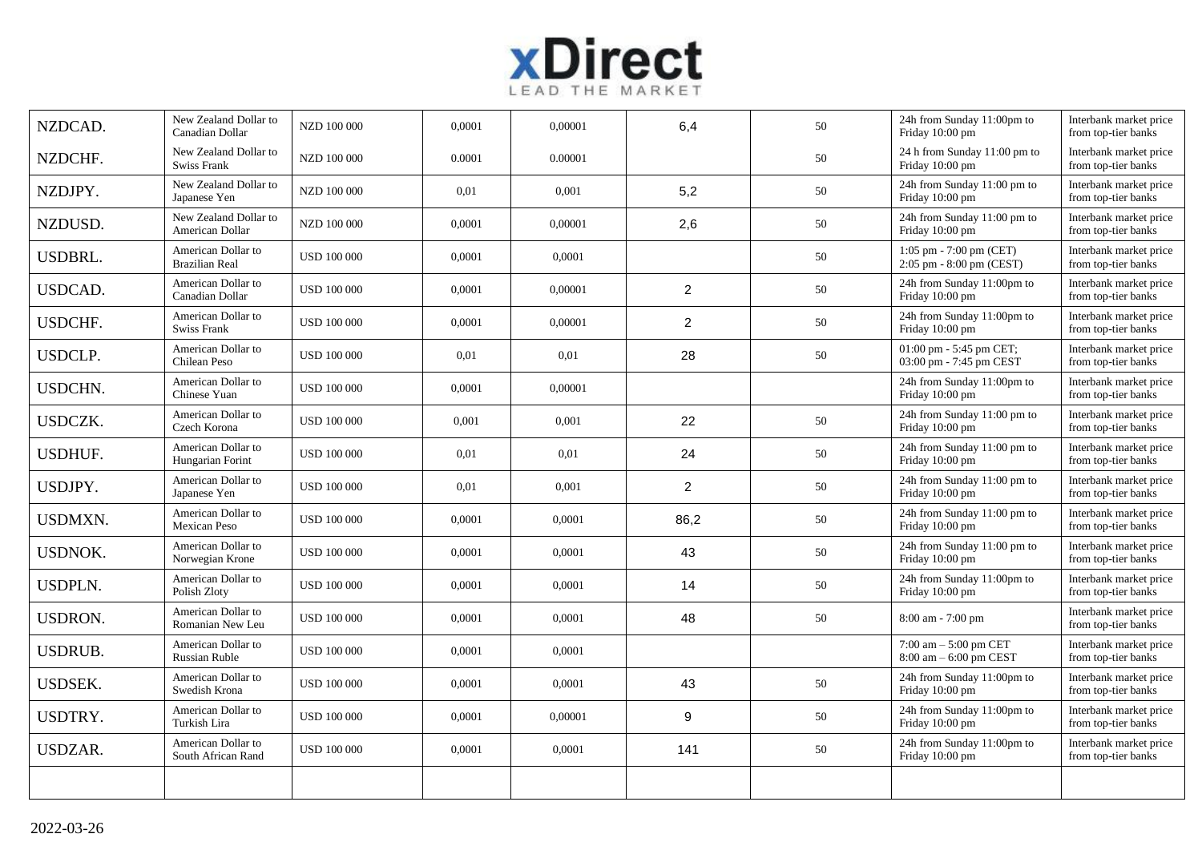| NZDCAD. | New Zealand Dollar to Canadian Dollar | NZD 100 000 | 0,0001 | 0,00001 | 6,4 | 50 | 24h from Sunday 11:00pm to Friday 10:00 pm | Interbank market price from top-tier banks |
|---|---|---|---|---|---|---|---|---|
| NZDCHF. | New Zealand Dollar to Swiss Frank | NZD 100 000 | 0.0001 | 0.00001 | | 50 | 24 h from Sunday 11:00 pm to Friday 10:00 pm | Interbank market price from top-tier banks |
| NZDJPY. | New Zealand Dollar to Japanese Yen | NZD 100 000 | 0,01 | 0,001 | 5,2 | 50 | 24h from Sunday 11:00 pm to Friday 10:00 pm | Interbank market price from top-tier banks |
| NZDUSD. | New Zealand Dollar to American Dollar | NZD 100 000 | 0,0001 | 0,00001 | 2,6 | 50 | 24h from Sunday 11:00 pm to Friday 10:00 pm | Interbank market price from top-tier banks |
| USDBRL. | American Dollar to Brazilian Real | USD 100 000 | 0,0001 | 0,0001 | | 50 | 1:05 pm - 7:00 pm (CET) 2:05 pm - 8:00 pm (CEST) | Interbank market price from top-tier banks |
| USDCAD. | American Dollar to Canadian Dollar | USD 100 000 | 0,0001 | 0,00001 | 2 | 50 | 24h from Sunday 11:00pm to Friday 10:00 pm | Interbank market price from top-tier banks |
| USDCHF. | American Dollar to Swiss Frank | USD 100 000 | 0,0001 | 0,00001 | 2 | 50 | 24h from Sunday 11:00pm to Friday 10:00 pm | Interbank market price from top-tier banks |
| USDCLP. | American Dollar to Chilean Peso | USD 100 000 | 0,01 | 0,01 | 28 | 50 | 01:00 pm - 5:45 pm CET; 03:00 pm - 7:45 pm CEST | Interbank market price from top-tier banks |
| USDCHN. | American Dollar to Chinese Yuan | USD 100 000 | 0,0001 | 0,00001 | | | 24h from Sunday 11:00pm to Friday 10:00 pm | Interbank market price from top-tier banks |
| USDCZK. | American Dollar to Czech Korona | USD 100 000 | 0,001 | 0,001 | 22 | 50 | 24h from Sunday 11:00 pm to Friday 10:00 pm | Interbank market price from top-tier banks |
| USDHUF. | American Dollar to Hungarian Forint | USD 100 000 | 0,01 | 0,01 | 24 | 50 | 24h from Sunday 11:00 pm to Friday 10:00 pm | Interbank market price from top-tier banks |
| USDJPY. | American Dollar to Japanese Yen | USD 100 000 | 0,01 | 0,001 | 2 | 50 | 24h from Sunday 11:00 pm to Friday 10:00 pm | Interbank market price from top-tier banks |
| USDMXN. | American Dollar to Mexican Peso | USD 100 000 | 0,0001 | 0,0001 | 86,2 | 50 | 24h from Sunday 11:00 pm to Friday 10:00 pm | Interbank market price from top-tier banks |
| USDNOK. | American Dollar to Norwegian Krone | USD 100 000 | 0,0001 | 0,0001 | 43 | 50 | 24h from Sunday 11:00 pm to Friday 10:00 pm | Interbank market price from top-tier banks |
| USDPLN. | American Dollar to Polish Zloty | USD 100 000 | 0,0001 | 0,0001 | 14 | 50 | 24h from Sunday 11:00pm to Friday 10:00 pm | Interbank market price from top-tier banks |
| USDRON. | American Dollar to Romanian New Leu | USD 100 000 | 0,0001 | 0,0001 | 48 | 50 | 8:00 am - 7:00 pm | Interbank market price from top-tier banks |
| USDRUB. | American Dollar to Russian Ruble | USD 100 000 | 0,0001 | 0,0001 | | | 7:00 am – 5:00 pm CET 8:00 am – 6:00 pm CEST | Interbank market price from top-tier banks |
| USDSEK. | American Dollar to Swedish Krona | USD 100 000 | 0,0001 | 0,0001 | 43 | 50 | 24h from Sunday 11:00pm to Friday 10:00 pm | Interbank market price from top-tier banks |
| USDTRY. | American Dollar to Turkish Lira | USD 100 000 | 0,0001 | 0,00001 | 9 | 50 | 24h from Sunday 11:00pm to Friday 10:00 pm | Interbank market price from top-tier banks |
| USDZAR. | American Dollar to South African Rand | USD 100 000 | 0,0001 | 0,0001 | 141 | 50 | 24h from Sunday 11:00pm to Friday 10:00 pm | Interbank market price from top-tier banks |
| | | | | | | | | |

2022-03-26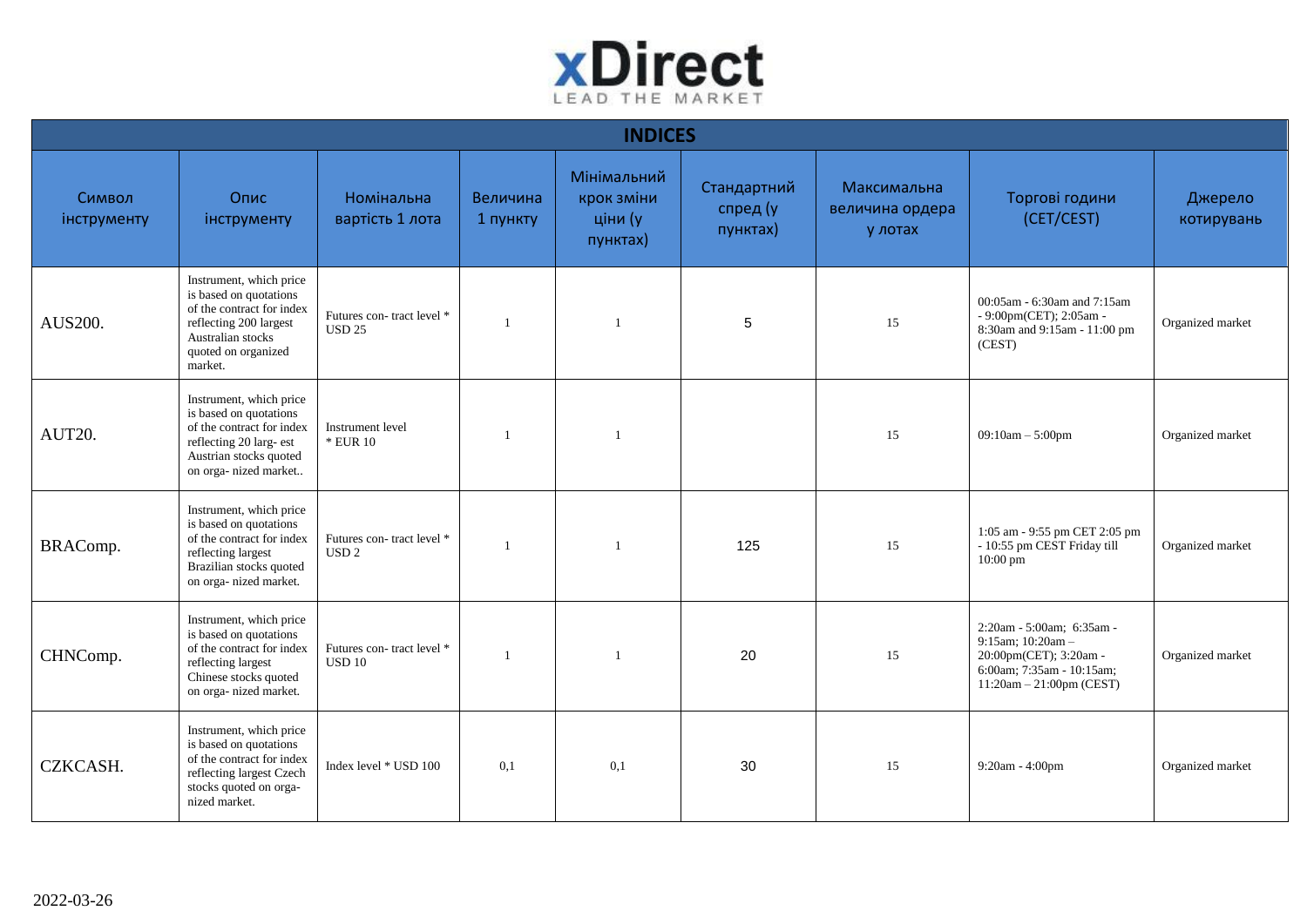| INDICES | | | | | | | | |
|---|---|---|---|---|---|---|---|---|
| Символ інструменту | Опис інструменту | Номінальна вартість 1 лота | Величина 1 пункту | Мінімальний крок зміни ціни (у пунктах) | Стандартний спред (у пунктах) | Максимальна величина ордера у лотах | Торгові години (CET/CEST) | Джерело котирувань |
| AUS200. | Instrument, which price is based on quotations of the contract for index reflecting 200 largest Australian stocks quoted on organized market. | Futures con- tract level * USD 25 | 1 | 1 | 5 | 15 | 00:05am - 6:30am and 7:15am - 9:00pm(CET); 2:05am - 8:30am and 9:15am - 11:00 pm (CEST) | Organized market |
| AUT20. | Instrument, which price is based on quotations of the contract for index reflecting 20 larg- est Austrian stocks quoted on orga- nized market.. | Instrument level * EUR 10 | 1 | 1 | | 15 | 09:10am – 5:00pm | Organized market |
| BRAComp. | Instrument, which price is based on quotations of the contract for index reflecting largest Brazilian stocks quoted on orga- nized market. | Futures con- tract level * USD 2 | 1 | 1 | 125 | 15 | 1:05 am - 9:55 pm CET 2:05 pm - 10:55 pm CEST Friday till 10:00 pm | Organized market |
| CHNComp. | Instrument, which price is based on quotations of the contract for index reflecting largest Chinese stocks quoted on orga- nized market. | Futures con- tract level * USD 10 | 1 | 1 | 20 | 15 | 2:20am - 5:00am; 6:35am - 9:15am; 10:20am – 20:00pm(CET); 3:20am - 6:00am; 7:35am - 10:15am; 11:20am – 21:00pm (CEST) | Organized market |
| CZKCASH. | Instrument, which price is based on quotations of the contract for index reflecting largest Czech stocks quoted on orga- nized market. | Index level * USD 100 | 0,1 | 0,1 | 30 | 15 | 9:20am - 4:00pm | Organized market |

2022-03-26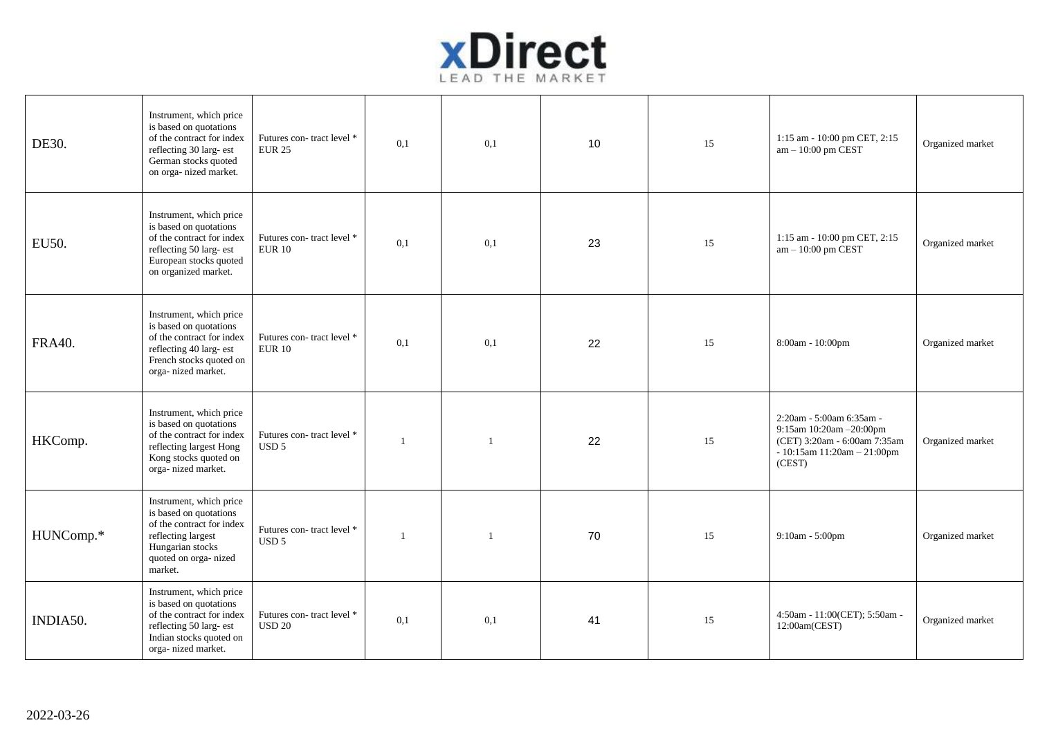| DE30. | Instrument, which price is based on quotations of the contract for index reflecting 30 larg- est German stocks quoted on orga- nized market. | Futures con- tract level * EUR 25 | 0,1 | 0,1 | 10 | 15 | 1:15 am - 10:00 pm CET, 2:15 am – 10:00 pm CEST | Organized market |
|---|---|---|---|---|---|---|---|---|
| EU50. | Instrument, which price is based on quotations of the contract for index reflecting 50 larg- est European stocks quoted on organized market. | Futures con- tract level * EUR 10 | 0,1 | 0,1 | 23 | 15 | 1:15 am - 10:00 pm CET, 2:15 am – 10:00 pm CEST | Organized market |
| FRA40. | Instrument, which price is based on quotations of the contract for index reflecting 40 larg- est French stocks quoted on orga- nized market. | Futures con- tract level * EUR 10 | 0,1 | 0,1 | 22 | 15 | 8:00am - 10:00pm | Organized market |
| HKComp. | Instrument, which price is based on quotations of the contract for index reflecting largest Hong Kong stocks quoted on orga- nized market. | Futures con- tract level * USD 5 | 1 | 1 | 22 | 15 | 2:20am - 5:00am 6:35am - 9:15am 10:20am –20:00pm (CET) 3:20am - 6:00am 7:35am - 10:15am 11:20am – 21:00pm (CEST) | Organized market |
| HUNComp.* | Instrument, which price is based on quotations of the contract for index reflecting largest Hungarian stocks quoted on orga- nized market. | Futures con- tract level * USD 5 | 1 | 1 | 70 | 15 | 9:10am - 5:00pm | Organized market |
| INDIA50. | Instrument, which price is based on quotations of the contract for index reflecting 50 larg- est Indian stocks quoted on orga- nized market. | Futures con- tract level * USD 20 | 0,1 | 0,1 | 41 | 15 | 4:50am - 11:00(CET); 5:50am - 12:00am(CEST) | Organized market |

2022-03-26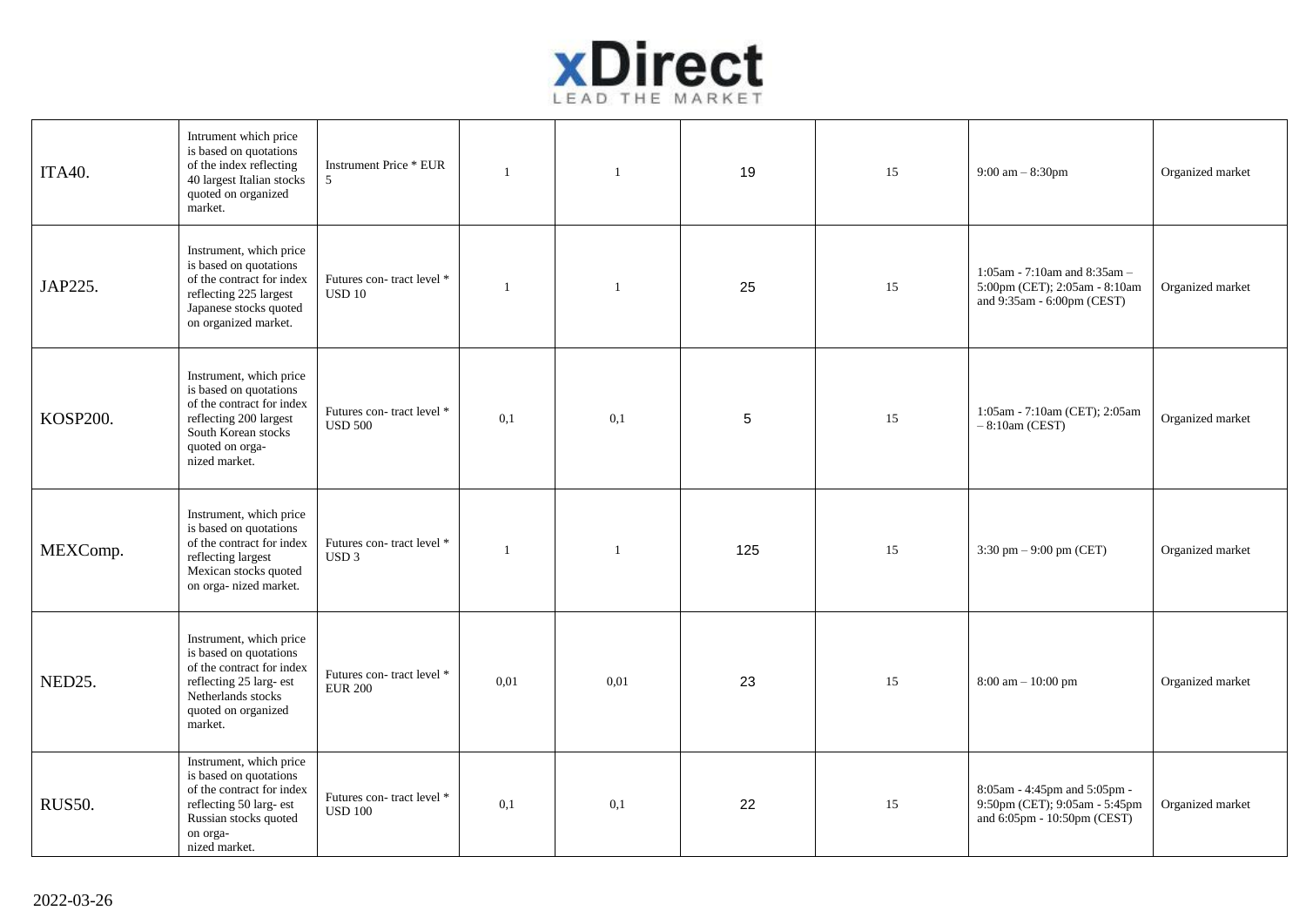| | | | | | | | | |
|---|---|---|---|---|---|---|---|---|
| ITA40. | Intrument which price is based on quotations of the index reflecting 40 largest Italian stocks quoted on organized market. | Instrument Price * EUR 5 | 1 | 1 | 19 | 15 | 9:00 am – 8:30pm | Organized market |
| JAP225. | Instrument, which price is based on quotations of the contract for index reflecting 225 largest Japanese stocks quoted on organized market. | Futures con- tract level * USD 10 | 1 | 1 | 25 | 15 | 1:05am - 7:10am and 8:35am – 5:00pm (CET); 2:05am - 8:10am and 9:35am - 6:00pm (CEST) | Organized market |
| KOSP200. | Instrument, which price is based on quotations of the contract for index reflecting 200 largest South Korean stocks quoted on orga- nized market. | Futures con- tract level * USD 500 | 0,1 | 0,1 | 5 | 15 | 1:05am - 7:10am (CET); 2:05am – 8:10am (CEST) | Organized market |
| MEXComp. | Instrument, which price is based on quotations of the contract for index reflecting largest Mexican stocks quoted on orga- nized market. | Futures con- tract level * USD 3 | 1 | 1 | 125 | 15 | 3:30 pm – 9:00 pm (CET) | Organized market |
| NED25. | Instrument, which price is based on quotations of the contract for index reflecting 25 larg- est Netherlands stocks quoted on organized market. | Futures con- tract level * EUR 200 | 0,01 | 0,01 | 23 | 15 | 8:00 am – 10:00 pm | Organized market |
| RUS50. | Instrument, which price is based on quotations of the contract for index reflecting 50 larg- est Russian stocks quoted on orga- nized market. | Futures con- tract level * USD 100 | 0,1 | 0,1 | 22 | 15 | 8:05am - 4:45pm and 5:05pm - 9:50pm (CET); 9:05am - 5:45pm and 6:05pm - 10:50pm (CEST) | Organized market |

2022-03-26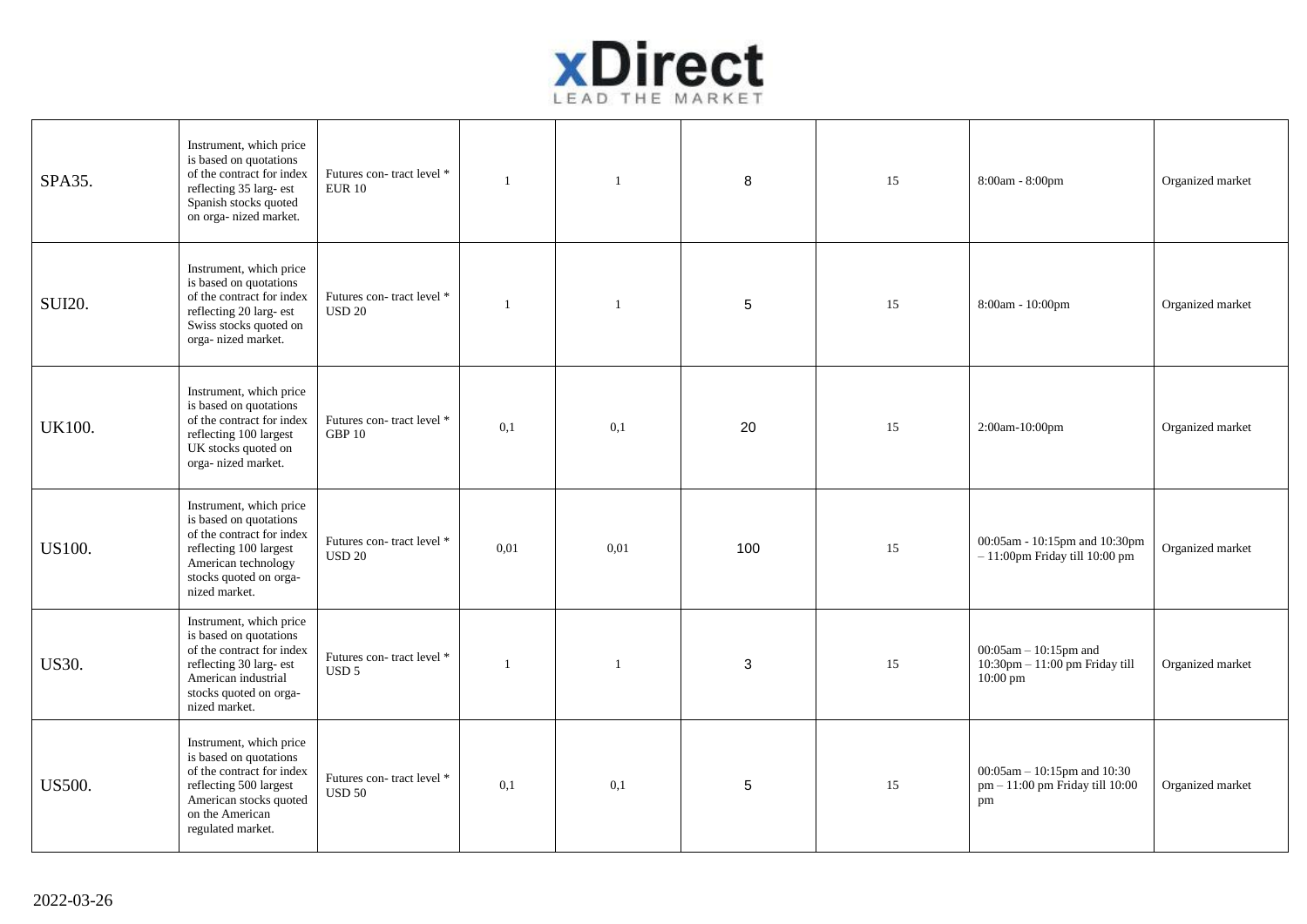| | | | | | | | | |
|---|---|---|---|---|---|---|---|---|
| SPA35. | Instrument, which price is based on quotations of the contract for index reflecting 35 larg- est Spanish stocks quoted on orga- nized market. | Futures con- tract level * EUR 10 | 1 | 1 | 8 | 15 | 8:00am - 8:00pm | Organized market |
| SUI20. | Instrument, which price is based on quotations of the contract for index reflecting 20 larg- est Swiss stocks quoted on orga- nized market. | Futures con- tract level * USD 20 | 1 | 1 | 5 | 15 | 8:00am - 10:00pm | Organized market |
| UK100. | Instrument, which price is based on quotations of the contract for index reflecting 100 largest UK stocks quoted on orga- nized market. | Futures con- tract level * GBP 10 | 0,1 | 0,1 | 20 | 15 | 2:00am-10:00pm | Organized market |
| US100. | Instrument, which price is based on quotations of the contract for index reflecting 100 largest American technology stocks quoted on orga- nized market. | Futures con- tract level * USD 20 | 0,01 | 0,01 | 100 | 15 | 00:05am - 10:15pm and 10:30pm – 11:00pm Friday till 10:00 pm | Organized market |
| US30. | Instrument, which price is based on quotations of the contract for index reflecting 30 larg- est American industrial stocks quoted on orga- nized market. | Futures con- tract level * USD 5 | 1 | 1 | 3 | 15 | 00:05am – 10:15pm and 10:30pm – 11:00 pm Friday till 10:00 pm | Organized market |
| US500. | Instrument, which price is based on quotations of the contract for index reflecting 500 largest American stocks quoted on the American regulated market. | Futures con- tract level * USD 50 | 0,1 | 0,1 | 5 | 15 | 00:05am – 10:15pm and 10:30 pm – 11:00 pm Friday till 10:00 pm | Organized market |

2022-03-26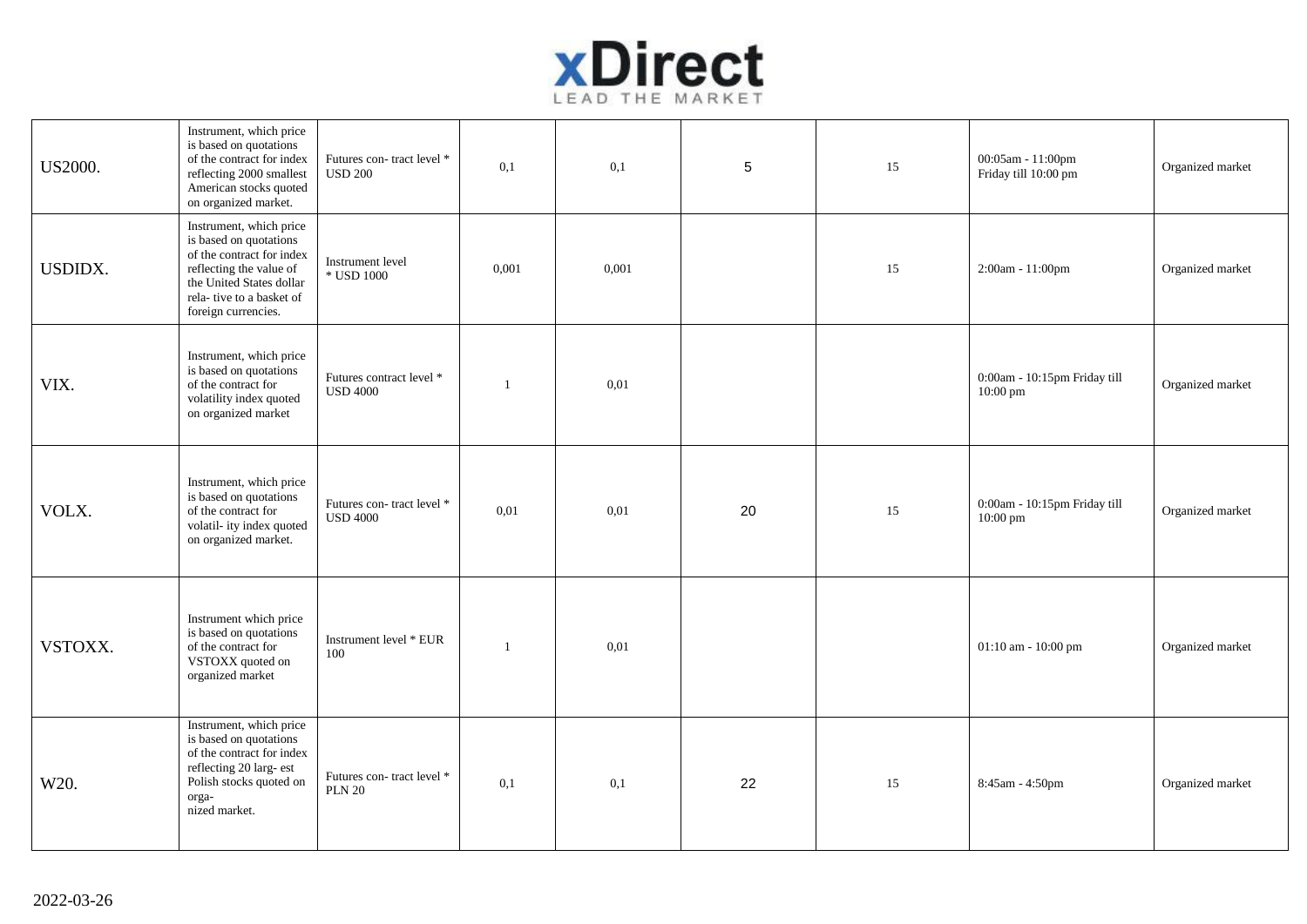|  |  |  |  |  |  |  |  |  |
|---|---|---|---|---|---|---|---|---|
| US2000. | Instrument, which price is based on quotations of the contract for index reflecting 2000 smallest American stocks quoted on organized market. | Futures con- tract level * USD 200 | 0,1 | 0,1 | 5 | 15 | 00:05am - 11:00pm Friday till 10:00 pm | Organized market |
| USDIDX. | Instrument, which price is based on quotations of the contract for index reflecting the value of the United States dollar rela- tive to a basket of foreign currencies. | Instrument level * USD 1000 | 0,001 | 0,001 |  | 15 | 2:00am - 11:00pm | Organized market |
| VIX. | Instrument, which price is based on quotations of the contract for volatility index quoted on organized market | Futures contract level * USD 4000 | 1 | 0,01 |  |  | 0:00am - 10:15pm Friday till 10:00 pm | Organized market |
| VOLX. | Instrument, which price is based on quotations of the contract for volatil- ity index quoted on organized market. | Futures con- tract level * USD 4000 | 0,01 | 0,01 | 20 | 15 | 0:00am - 10:15pm Friday till 10:00 pm | Organized market |
| VSTOXX. | Instrument which price is based on quotations of the contract for VSTOXX quoted on organized market | Instrument level * EUR 100 | 1 | 0,01 |  |  | 01:10 am - 10:00 pm | Organized market |
| W20. | Instrument, which price is based on quotations of the contract for index reflecting 20 larg- est Polish stocks quoted on orga- nized market. | Futures con- tract level * PLN 20 | 0,1 | 0,1 | 22 | 15 | 8:45am - 4:50pm | Organized market |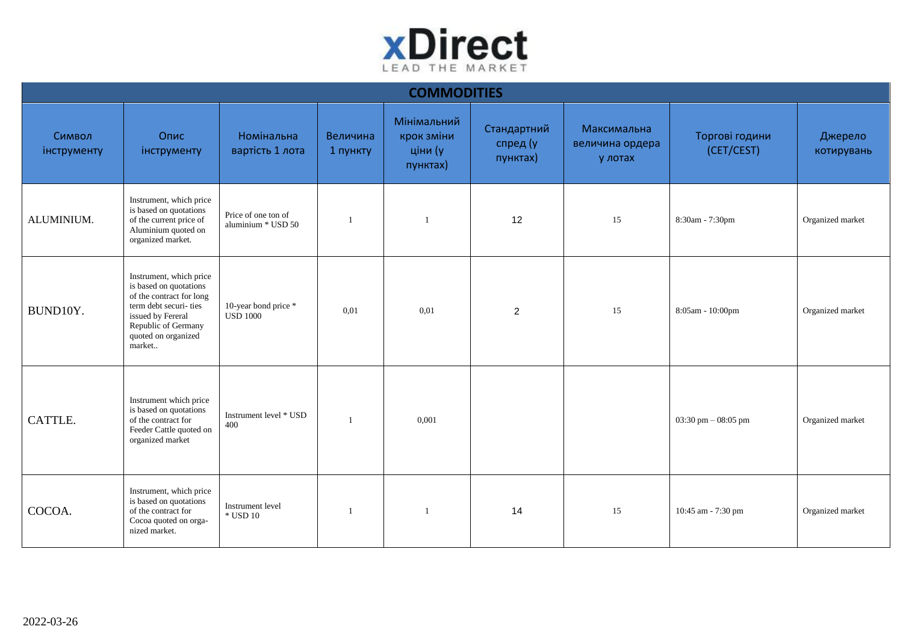# COMMODITIES

| Символ інструменту | Опис інструменту | Номінальна вартість 1 лота | Величина 1 пункту | Мінімальний крок зміни ціни (у пунктах) | Стандартний спред (у пунктах) | Максимальна величина ордера у лотах | Торгові години (CET/CEST) | Джерело котирувань |
|---|---|---|---|---|---|---|---|---|
| ALUMINIUM. | Instrument, which price is based on quotations of the current price of Aluminium quoted on organized market. | Price of one ton of aluminium * USD 50 | 1 | 1 | 12 | 15 | 8:30am - 7:30pm | Organized market |
| BUND10Y. | Instrument, which price is based on quotations of the contract for long term debt securi- ties issued by Fereral Republic of Germany quoted on organized market.. | 10-year bond price * USD 1000 | 0,01 | 0,01 | 2 | 15 | 8:05am - 10:00pm | Organized market |
| CATTLE. | Instrument which price is based on quotations of the contract for Feeder Cattle quoted on organized market | Instrument level * USD 400 | 1 | 0,001 | | | 03:30 pm – 08:05 pm | Organized market |
| COCOA. | Instrument, which price is based on quotations of the contract for Cocoa quoted on orga- nized market. | Instrument level * USD 10 | 1 | 1 | 14 | 15 | 10:45 am - 7:30 pm | Organized market |

2022-03-26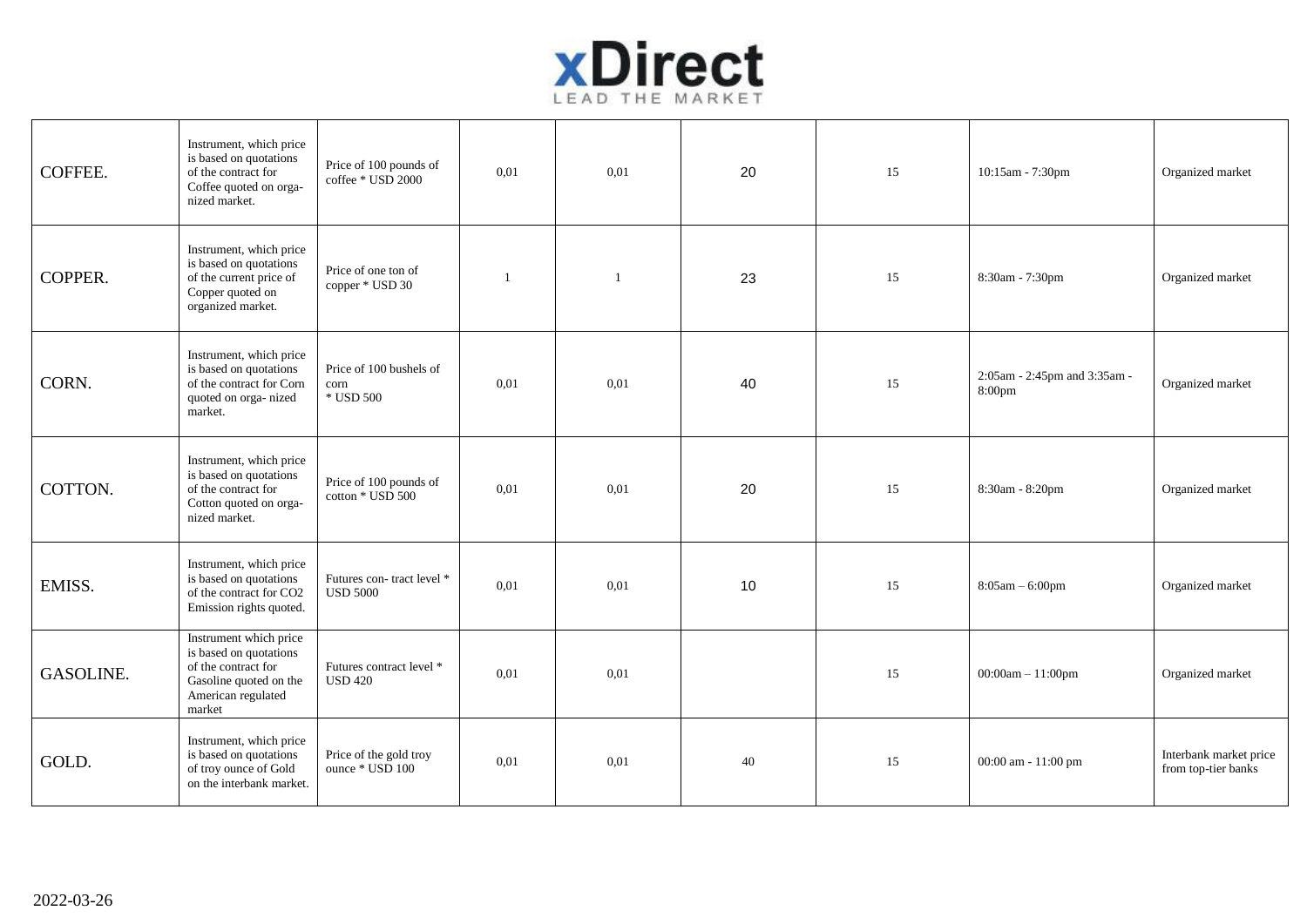| | | | | | | | | |
|---|---|---|---|---|---|---|---|---|
| COFFEE. | Instrument, which price is based on quotations of the contract for Coffee quoted on orga- nized market. | Price of 100 pounds of coffee * USD 2000 | 0,01 | 0,01 | 20 | 15 | 10:15am - 7:30pm | Organized market |
| COPPER. | Instrument, which price is based on quotations of the current price of Copper quoted on organized market. | Price of one ton of copper * USD 30 | 1 | 1 | 23 | 15 | 8:30am - 7:30pm | Organized market |
| CORN. | Instrument, which price is based on quotations of the contract for Corn quoted on orga- nized market. | Price of 100 bushels of corn * USD 500 | 0,01 | 0,01 | 40 | 15 | 2:05am - 2:45pm and 3:35am - 8:00pm | Organized market |
| COTTON. | Instrument, which price is based on quotations of the contract for Cotton quoted on orga- nized market. | Price of 100 pounds of cotton * USD 500 | 0,01 | 0,01 | 20 | 15 | 8:30am - 8:20pm | Organized market |
| EMISS. | Instrument, which price is based on quotations of the contract for CO2 Emission rights quoted. | Futures con- tract level * USD 5000 | 0,01 | 0,01 | 10 | 15 | 8:05am – 6:00pm | Organized market |
| GASOLINE. | Instrument which price is based on quotations of the contract for Gasoline quoted on the American regulated market | Futures contract level * USD 420 | 0,01 | 0,01 | | 15 | 00:00am – 11:00pm | Organized market |
| GOLD. | Instrument, which price is based on quotations of troy ounce of Gold on the interbank market. | Price of the gold troy ounce * USD 100 | 0,01 | 0,01 | 40 | 15 | 00:00 am - 11:00 pm | Interbank market price from top-tier banks |

2022-03-26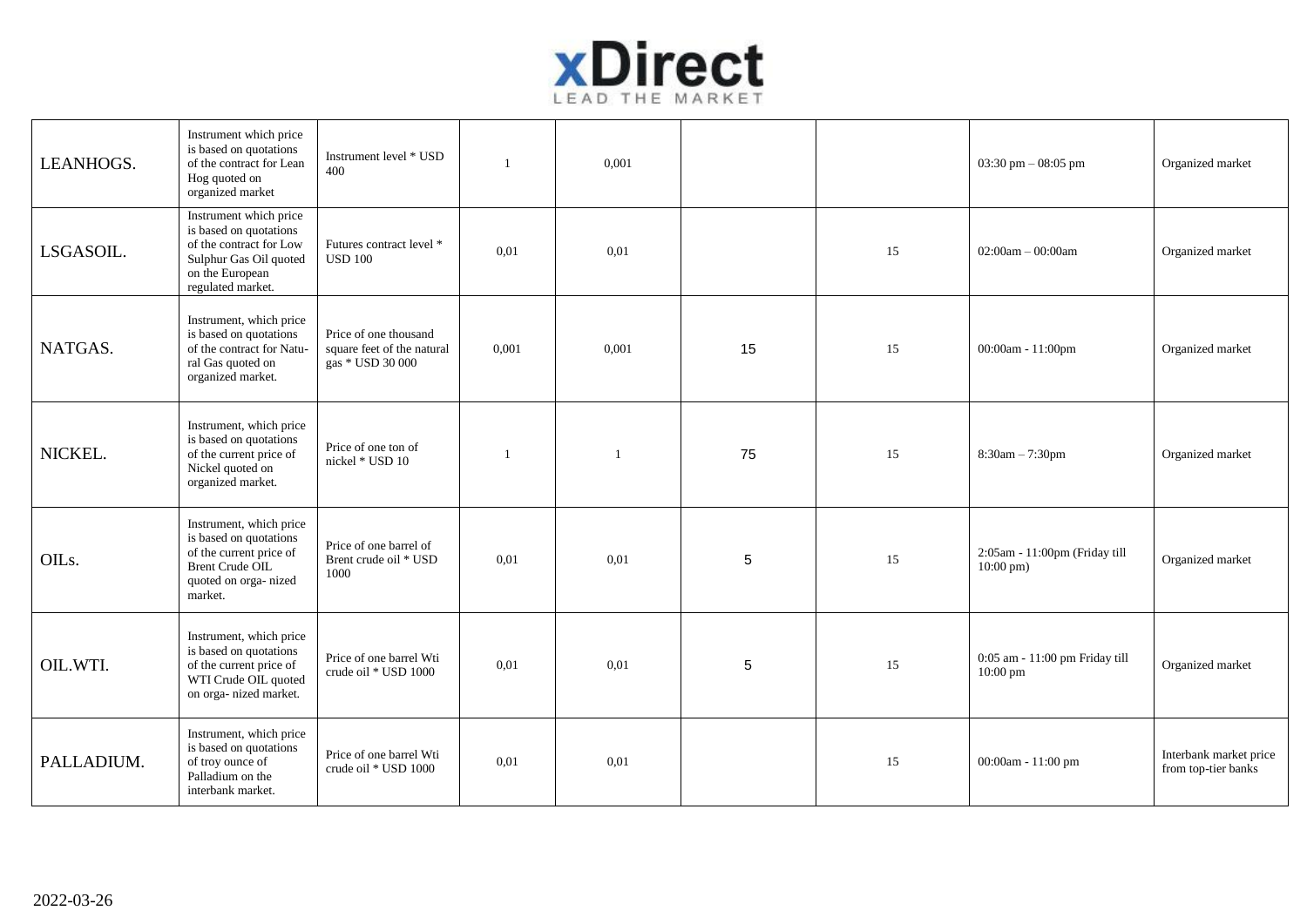| | | | | | | | | |
|---|---|---|---|---|---|---|---|---|
| LEANHOGS. | Instrument which price is based on quotations of the contract for Lean Hog quoted on organized market | Instrument level * USD 400 | 1 | 0,001 | | | 03:30 pm – 08:05 pm | Organized market |
| LSGASOIL. | Instrument which price is based on quotations of the contract for Low Sulphur Gas Oil quoted on the European regulated market. | Futures contract level * USD 100 | 0,01 | 0,01 | | 15 | 02:00am – 00:00am | Organized market |
| NATGAS. | Instrument, which price is based on quotations of the contract for Natural Gas quoted on organized market. | Price of one thousand square feet of the natural gas * USD 30 000 | 0,001 | 0,001 | 15 | 15 | 00:00am - 11:00pm | Organized market |
| NICKEL. | Instrument, which price is based on quotations of the current price of Nickel quoted on organized market. | Price of one ton of nickel * USD 10 | 1 | 1 | 75 | 15 | 8:30am – 7:30pm | Organized market |
| OILs. | Instrument, which price is based on quotations of the current price of Brent Crude OIL quoted on orga- nized market. | Price of one barrel of Brent crude oil * USD 1000 | 0,01 | 0,01 | 5 | 15 | 2:05am - 11:00pm (Friday till 10:00 pm) | Organized market |
| OIL.WTI. | Instrument, which price is based on quotations of the current price of WTI Crude OIL quoted on orga- nized market. | Price of one barrel Wti crude oil * USD 1000 | 0,01 | 0,01 | 5 | 15 | 0:05 am - 11:00 pm Friday till 10:00 pm | Organized market |
| PALLADIUM. | Instrument, which price is based on quotations of troy ounce of Palladium on the interbank market. | Price of one barrel Wti crude oil * USD 1000 | 0,01 | 0,01 | | 15 | 00:00am - 11:00 pm | Interbank market price from top-tier banks |

2022-03-26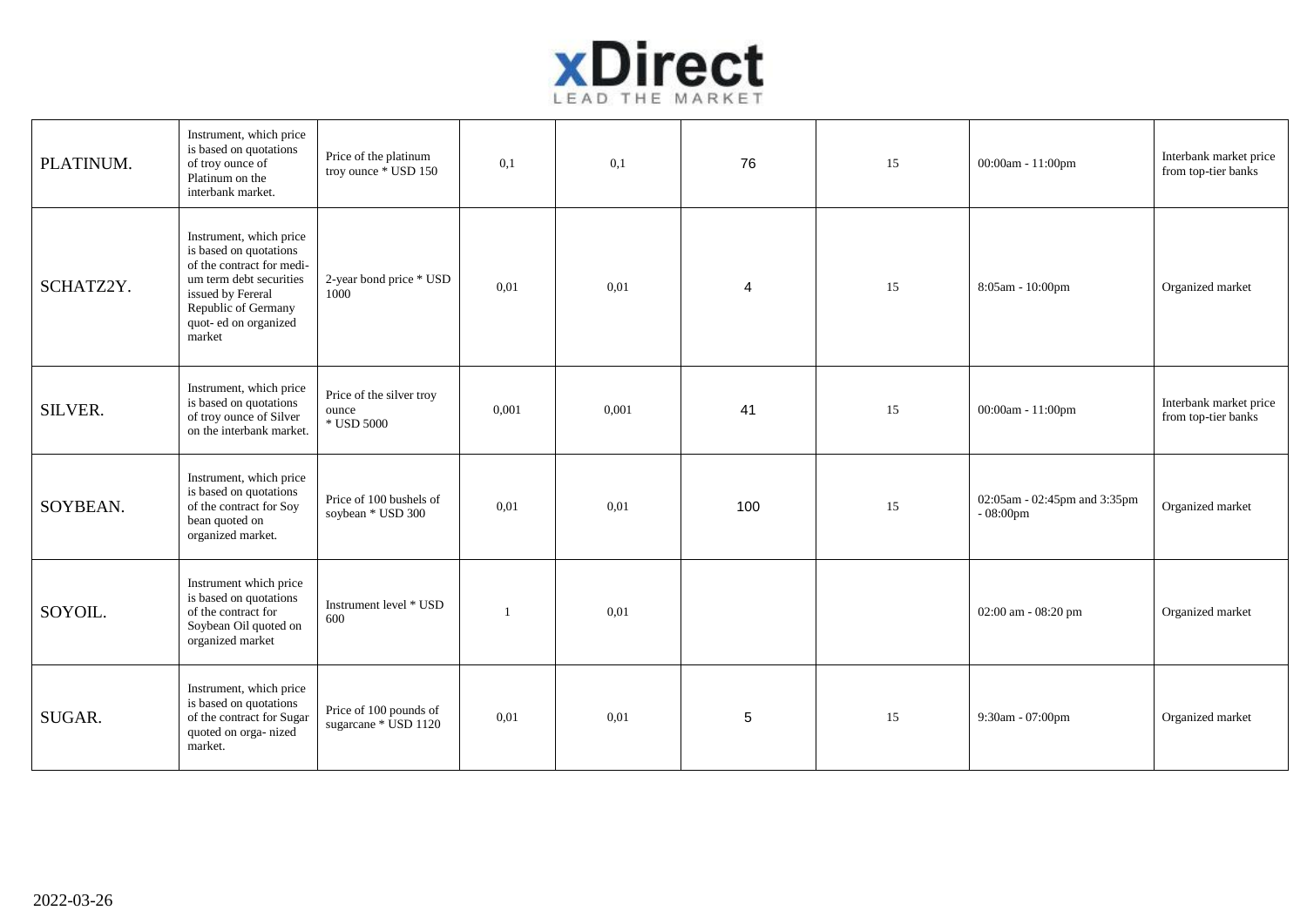| | | | | | | | | |
|---|---|---|---|---|---|---|---|---|
| PLATINUM. | Instrument, which price is based on quotations of troy ounce of Platinum on the interbank market. | Price of the platinum troy ounce * USD 150 | 0,1 | 0,1 | 76 | 15 | 00:00am - 11:00pm | Interbank market price from top-tier banks |
| SCHATZ2Y. | Instrument, which price is based on quotations of the contract for medi- um term debt securities issued by Fereral Republic of Germany quot- ed on organized market | 2-year bond price * USD 1000 | 0,01 | 0,01 | 4 | 15 | 8:05am - 10:00pm | Organized market |
| SILVER. | Instrument, which price is based on quotations of troy ounce of Silver on the interbank market. | Price of the silver troy ounce * USD 5000 | 0,001 | 0,001 | 41 | 15 | 00:00am - 11:00pm | Interbank market price from top-tier banks |
| SOYBEAN. | Instrument, which price is based on quotations of the contract for Soy bean quoted on organized market. | Price of 100 bushels of soybean * USD 300 | 0,01 | 0,01 | 100 | 15 | 02:05am - 02:45pm and 3:35pm - 08:00pm | Organized market |
| SOYOIL. | Instrument which price is based on quotations of the contract for Soybean Oil quoted on organized market | Instrument level * USD 600 | 1 | 0,01 | | | 02:00 am - 08:20 pm | Organized market |
| SUGAR. | Instrument, which price is based on quotations of the contract for Sugar quoted on orga- nized market. | Price of 100 pounds of sugarcane * USD 1120 | 0,01 | 0,01 | 5 | 15 | 9:30am - 07:00pm | Organized market |

2022-03-26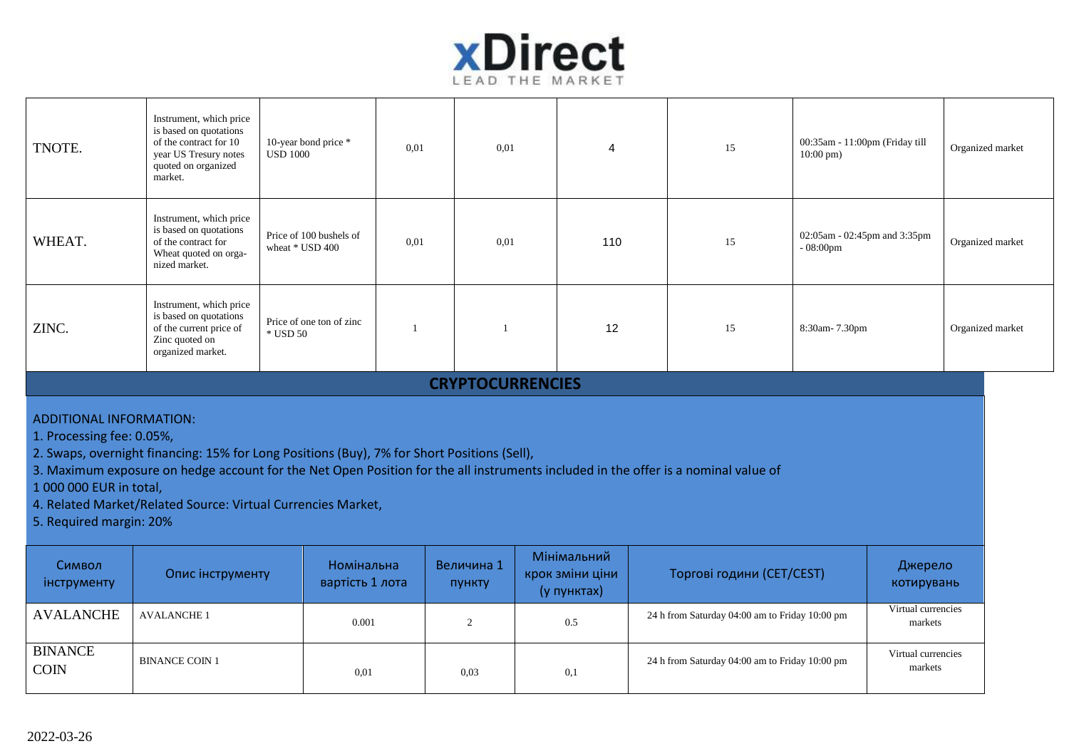| | | | | | | | | |
|---|---|---|---|---|---|---|---|---|
| TNOTE. | Instrument, which price is based on quotations of the contract for 10 year US Tresury notes quoted on organized market. | 10-year bond price * USD 1000 | 0,01 | 0,01 | 4 | 15 | 00:35am - 11:00pm (Friday till 10:00 pm) | Organized market |
| WHEAT. | Instrument, which price is based on quotations of the contract for Wheat quoted on orga-nized market. | Price of 100 bushels of wheat * USD 400 | 0,01 | 0,01 | 110 | 15 | 02:05am - 02:45pm and 3:35pm - 08:00pm | Organized market |
| ZINC. | Instrument, which price is based on quotations of the current price of Zinc quoted on organized market. | Price of one ton of zinc * USD 50 | 1 | 1 | 12 | 15 | 8:30am- 7.30pm | Organized market |

## CRYPTOCURRENCIES

ADDITIONAL INFORMATION:

1. Processing fee: 0.05%,
2. Swaps, overnight financing: 15% for Long Positions (Buy), 7% for Short Positions (Sell),
3. Maximum exposure on hedge account for the Net Open Position for the all instruments included in the offer is a nominal value of 1 000 000 EUR in total,
4. Related Market/Related Source: Virtual Currencies Market,
5. Required margin: 20%

| Символ інструменту | Опис інструменту | Номінальна вартість 1 лота | Величина 1 пункту | Мінімальний крок зміни ціни (у пунктах) | Торгові години (CET/CEST) | Джерело котирувань |
|---|---|---|---|---|---|---|
| AVALANCHE | AVALANCHE 1 | 0.001 | 2 | 0.5 | 24 h from Saturday 04:00 am to Friday 10:00 pm | Virtual currencies markets |
| BINANCE COIN | BINANCE COIN 1 | 0,01 | 0,03 | 0,1 | 24 h from Saturday 04:00 am to Friday 10:00 pm | Virtual currencies markets |

2022-03-26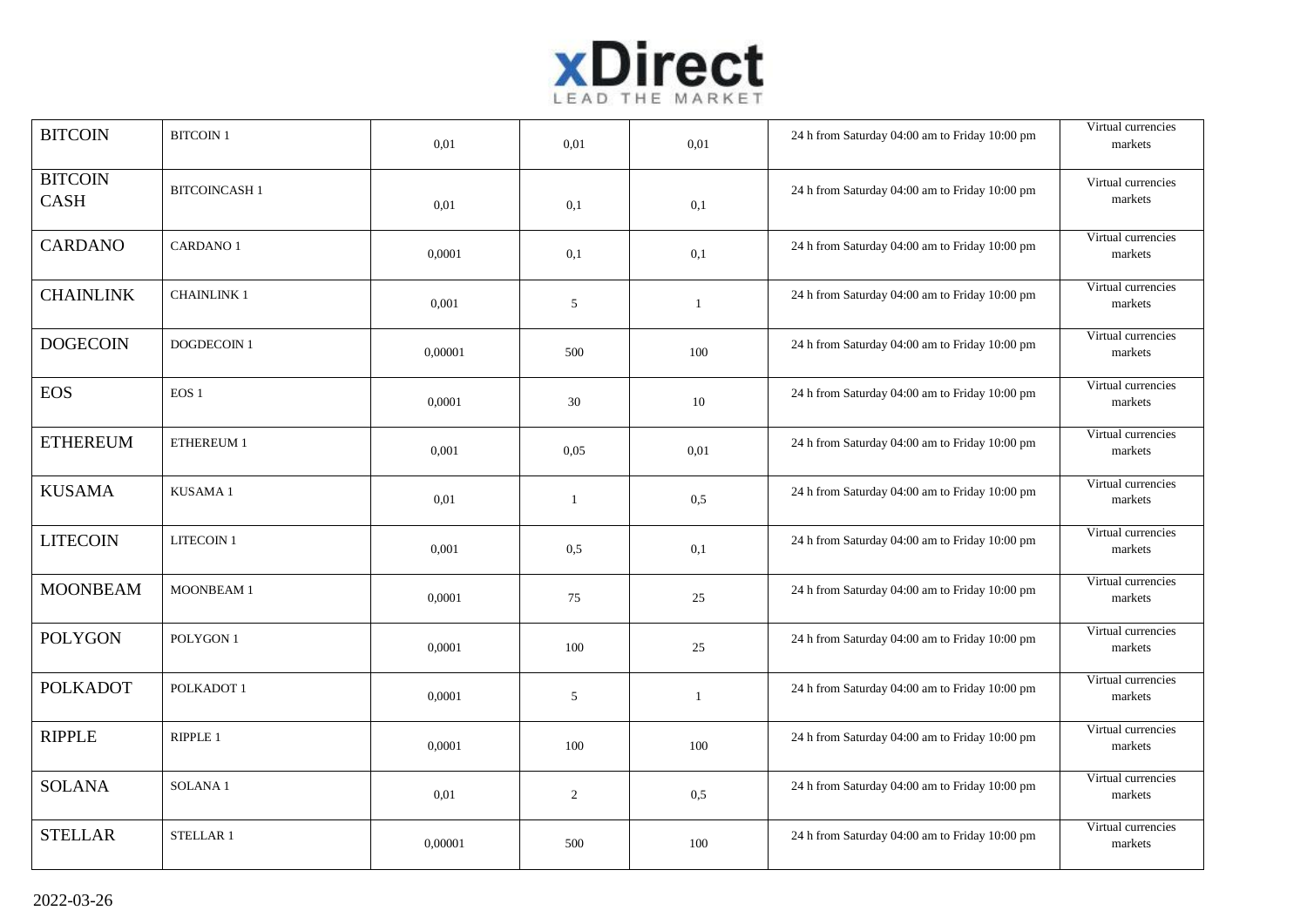# xDirect
LEAD THE MARKET

| | | | | | | |
|---|---|---|---|---|---|---|
| BITCOIN | BITCOIN 1 | 0,01 | 0,01 | 0,01 | 24 h from Saturday 04:00 am to Friday 10:00 pm | Virtual currencies markets |
| BITCOIN CASH | BITCOINCASH 1 | 0,01 | 0,1 | 0,1 | 24 h from Saturday 04:00 am to Friday 10:00 pm | Virtual currencies markets |
| CARDANO | CARDANO 1 | 0,0001 | 0,1 | 0,1 | 24 h from Saturday 04:00 am to Friday 10:00 pm | Virtual currencies markets |
| CHAINLINK | CHAINLINK 1 | 0,001 | 5 | 1 | 24 h from Saturday 04:00 am to Friday 10:00 pm | Virtual currencies markets |
| DOGECOIN | DOGDECOIN 1 | 0,00001 | 500 | 100 | 24 h from Saturday 04:00 am to Friday 10:00 pm | Virtual currencies markets |
| EOS | EOS 1 | 0,0001 | 30 | 10 | 24 h from Saturday 04:00 am to Friday 10:00 pm | Virtual currencies markets |
| ETHEREUM | ETHEREUM 1 | 0,001 | 0,05 | 0,01 | 24 h from Saturday 04:00 am to Friday 10:00 pm | Virtual currencies markets |
| KUSAMA | KUSAMA 1 | 0,01 | 1 | 0,5 | 24 h from Saturday 04:00 am to Friday 10:00 pm | Virtual currencies markets |
| LITECOIN | LITECOIN 1 | 0,001 | 0,5 | 0,1 | 24 h from Saturday 04:00 am to Friday 10:00 pm | Virtual currencies markets |
| MOONBEAM | MOONBEAM 1 | 0,0001 | 75 | 25 | 24 h from Saturday 04:00 am to Friday 10:00 pm | Virtual currencies markets |
| POLYGON | POLYGON 1 | 0,0001 | 100 | 25 | 24 h from Saturday 04:00 am to Friday 10:00 pm | Virtual currencies markets |
| POLKADOT | POLKADOT 1 | 0,0001 | 5 | 1 | 24 h from Saturday 04:00 am to Friday 10:00 pm | Virtual currencies markets |
| RIPPLE | RIPPLE 1 | 0,0001 | 100 | 100 | 24 h from Saturday 04:00 am to Friday 10:00 pm | Virtual currencies markets |
| SOLANA | SOLANA 1 | 0,01 | 2 | 0,5 | 24 h from Saturday 04:00 am to Friday 10:00 pm | Virtual currencies markets |
| STELLAR | STELLAR 1 | 0,00001 | 500 | 100 | 24 h from Saturday 04:00 am to Friday 10:00 pm | Virtual currencies markets |

2022-03-26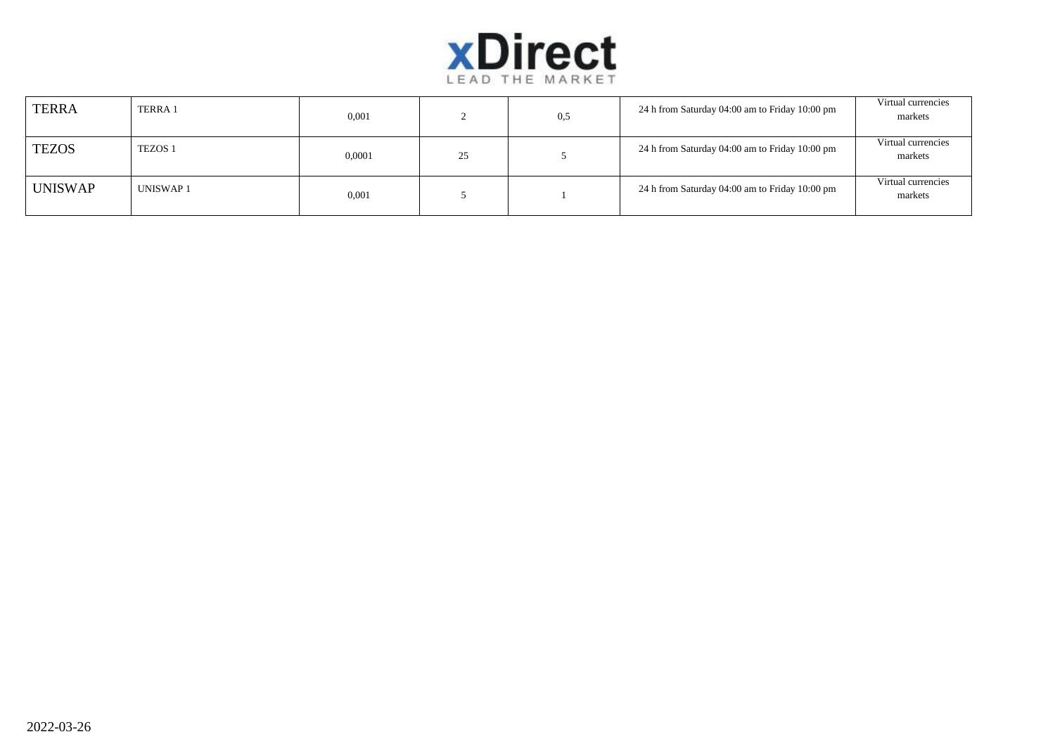| | | | | | | |
|---|---|---|---|---|---|---|
| TERRA | TERRA 1 | 0,001 | 2 | 0,5 | 24 h from Saturday 04:00 am to Friday 10:00 pm | Virtual currencies markets |
| TEZOS | TEZOS 1 | 0,0001 | 25 | 5 | 24 h from Saturday 04:00 am to Friday 10:00 pm | Virtual currencies markets |
| UNISWAP | UNISWAP 1 | 0,001 | 5 | 1 | 24 h from Saturday 04:00 am to Friday 10:00 pm | Virtual currencies markets |